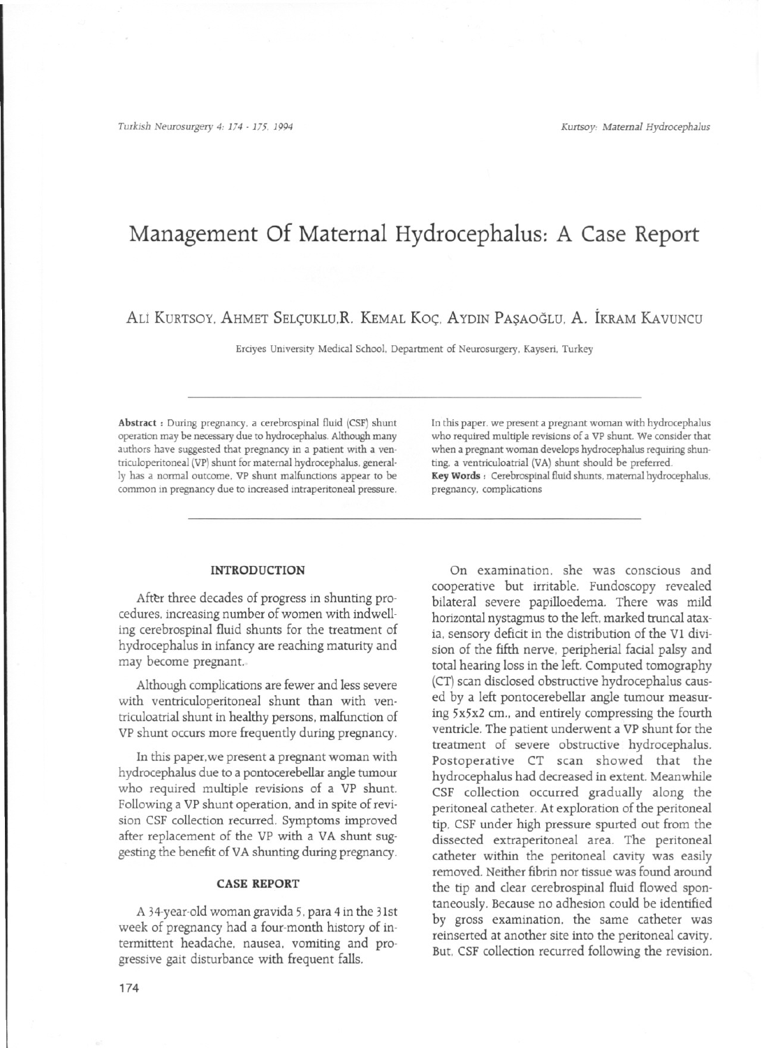# Management Of Maternal Hydrocephalus: A Case Report

ALİ KURTSOY, AHMET SELÇUKLU, R. KEMAL KOÇ, AYDIN PAŞAOĞLU, A. İKRAM KAVUNCU

Erciyes University Medical School, Department of Neurosurgery, Kayseri, Turkey

**Abstract :** During pregnancy, a cerebrospinal fluid (CSF) shunt operation may be necessary due to hydrocephalus. Although many authors have suggested that pregnancy in a patient with a ventriculoperitoneal (VP) shunt for maternal hydrocephalus, generally has a normal outcome, VP shunt malfunctions appear to be common in pregnancy due to increased intraperitoneal pressure. In this paper, we present a pregnant woman with hydrocephalus who required multiple revisions of a VP shunt. We consider that when a pregnant woman develops hydrocephalus requiring shunting, a ventriculoatrial (VA) shunt should be preferred.

**Key Words :** Cerebrospinal fluid shunts, maternal hydrocephalus, pregnancy, complications

## INTRODUCTION

After three decades of progress in shunting procedures, increasing number of women with indwelling cerebrospinal fluid shunts for the treatment of hydrocephalus in infancy are reaching maturity and may become pregnant.

Although complications are fewer and less severe with ventriculoperitoneal shunt than with ventriculoatrial shunt in healthy persons, malfunction of VP shunt occurs more frequently during pregnancy.

In this paper, we present a pregnant woman with hydrocephalus due to a pontocerebellar angle tumour who required multiple revisions of a VP shunt. Following a VP shunt operation, and in spite of revision CSF collection recurred. Symptoms improved after replacement of the VP with a VA shunt suggesting the benefit of VA shunting during pregnancy.

## CASE REPORT

A 34-year-old woman gravida 5, para 4 in the 31st week of pregnancy had a four-month history of intermittent headache, nausea, vomiting and progressive gait disturbance with frequent falls.

On examination, she was conscious and cooperative but irritable. Fundoscopy revealed bilateral severe papilloedema. There was mild horizontal nystagmus to the left, marked truncal ataxia, sensory deficit in the distribution of the V1 division of the fifth nerve, peripherial facial palsy and total hearing loss in the left. Computed tomography (CT) scan disclosed obstructive hydrocephalus caused by a left pontocerebellar angle tumour measuring 5x5x2 cm., and entirely compressing the fourth ventricle. The patient underwent a VP shunt for the treatment of severe obstructive hydrocephalus. Postoperative CT scan showed that the hydrocephalus had decreased in extent. Meanwhile CSF collection occurred gradually along the peritoneal catheter. At exploration of the peritoneal tip, CSF under high pressure spurted out from the dissected extraperitoneal area. The peritoneal catheter within the peritoneal cavity was easily removed. Neither fibrin nor tissue was found around the tip and clear cerebrospinal fluid flowed spontaneously. Because no adhesion could be identified by gross examination, the same catheter was reinserted at another site into the peritoneal cavity. But, CSF collection recurred following the revision.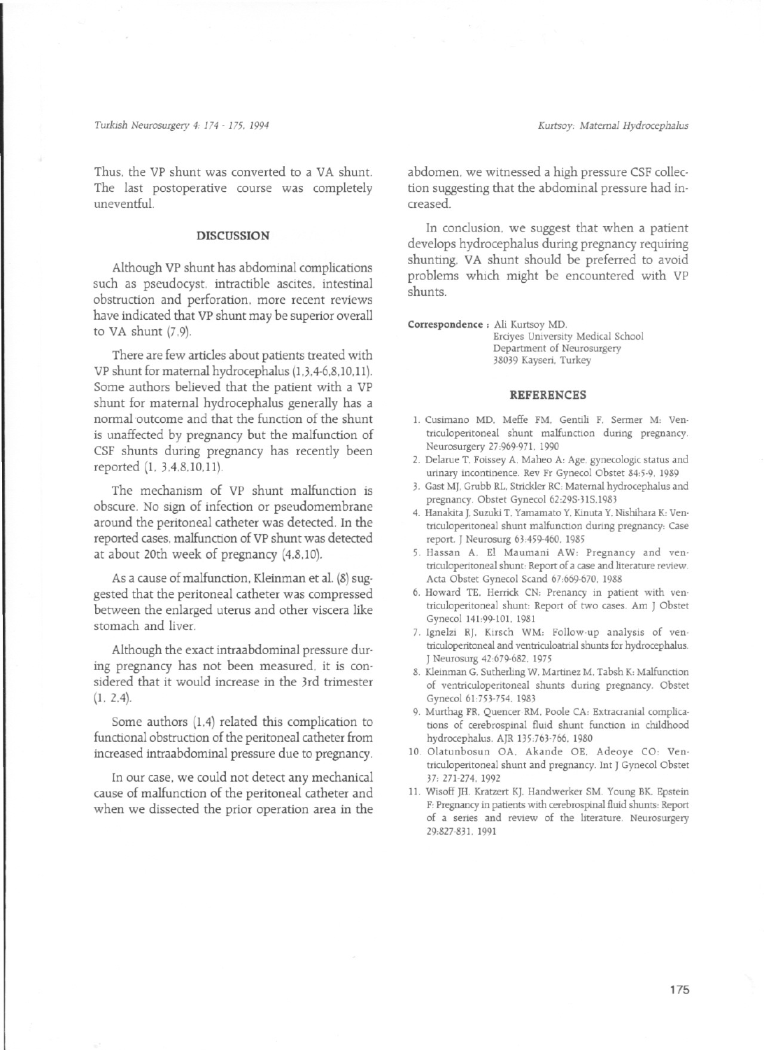Thus, the VP shunt was converted to a VA shunt. The last postoperative course was completely uneventful.

## DISCUSSION

Although VP shunt has abdominal complications such as pseudocyst, intractible ascites, intestinal obstruction and perforation, more recent reviews have indicated that VP shunt may be superior overall to VA shunt (7,9).

There are few articles about patients treated with VP shunt for maternal hydrocephalus (1,3,4-6,8,10,11). Some authors believed that the patient with a VP shunt for maternal hydrocephalus generally has a normal outcome and that the function of the shunt is unaffected by pregnancy but the malfunction of CSF shunts during pregnancy has recently been reported (1, 3,4,8,10,11).

The mechanism of VP shunt malfunction is obscure. No sign of infection or pseudomembrane around the peritoneal catheter was detected. In the reported cases, malfunction of VP shunt was detected at about 20th week of pregnancy (4,8,10).

As a cause of malfunction, Kleinman et al. (8) suggested that the peritoneal catheter was compressed between the enlarged uterus and other viscera like stomach and liver.

Although the exact intraabdominal pressure during pregnancy has not been measured, it is considered that it would increase in the 3rd trimester (1, 2,4).

Some authors (1,4) related this complication to functional obstruction of the peritoneal catheter from increased intraabdominal pressure due to pregnancy.

In our case, we could not detect any mechanical cause of malfunction of the peritoneal catheter and when we dissected the prior operation area in the abdomen, we witnessed a high pressure CSF collection suggesting that the abdominal pressure had increased.

In conclusion, we suggest that when a patient develops hydrocephalus during pregnancy requiring shunting, VA shunt should be preferred to avoid problems which might be encountered with VP shunts.

**Correspondence :** Ali Kurtsoy MD.
Erciyes University Medical School
Department of Neurosurgery
38039 Kayseri, Turkey

## REFERENCES

1. Cusimano MD, Meffe FM, Gentili F, Sermer M: Ventriculoperitoneal shunt malfunction during pregnancy. Neurosurgery 27:969-971, 1990
2. Delarue T, Foissey A, Maheo A: Age, gynecologic status and urinary incontinence. Rev Fr Gynecol Obstet 84:5-9, 1989
3. Gast MJ, Grubb RL, Strickler RC: Maternal hydrocephalus and pregnancy. Obstet Gynecol 62:29S-31S,1983
4. Hanakita J, Suzuki T, Yamamato Y, Kinuta Y, Nishihara K: Ventriculoperitoneal shunt malfunction during pregnancy: Case report. J Neurosurg 63:459-460, 1985
5. Hassan A, El Maumani AW: Pregnancy and ventriculoperitoneal shunt: Report of a case and literature review. Acta Obstet Gynecol Scand 67:669-670, 1988
6. Howard TE, Herrick CN: Prenancy in patient with ventriculoperitoneal shunt: Report of two cases. Am J Obstet Gynecol 141:99-101, 1981
7. Ignelzi RJ, Kirsch WM: Follow-up analysis of ventriculoperitoneal and ventriculoatrial shunts for hydrocephalus. J Neurosurg 42:679-682, 1975
8. Kleinman G, Sutherling W, Martinez M, Tabsh K: Malfunction of ventriculoperitoneal shunts during pregnancy. Obstet Gynecol 61:753-754, 1983
9. Murthag FR, Quencer RM, Poole CA: Extracranial complications of cerebrospinal fluid shunt function in childhood hydrocephalus. AJR 135:763-766, 1980
10. Olatunbosun OA, Akande OE, Adeoye CO: Ventriculoperitoneal shunt and pregnancy. Int J Gynecol Obstet 37: 271-274, 1992
11. Wisoff JH, Kratzert KJ, Handwerker SM, Young BK, Epstein F: Pregnancy in patients with cerebrospinal fluid shunts: Report of a series and review of the literature. Neurosurgery 29:827-831, 1991